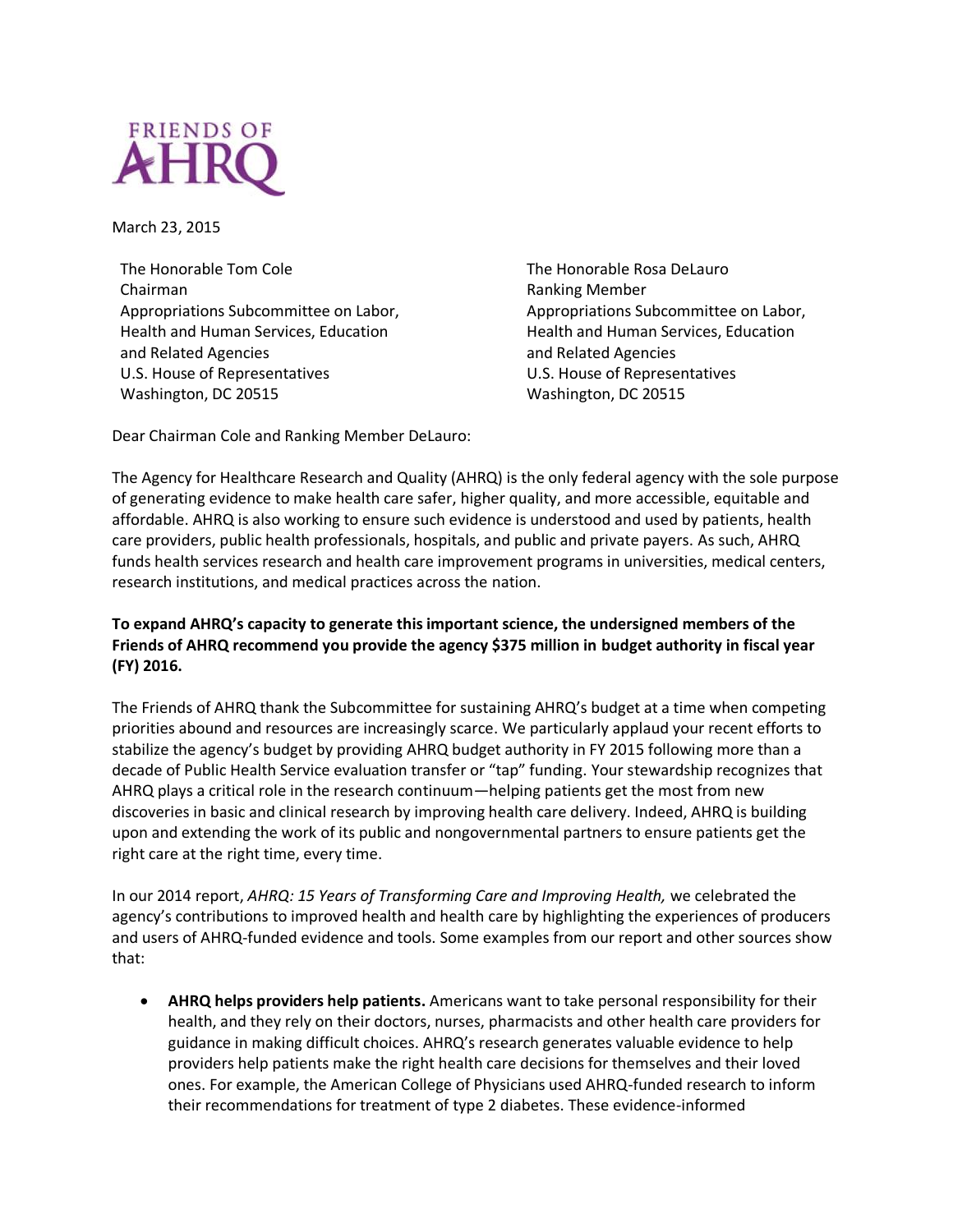FRIENDS OF AHRQ

March 23, 2015

The Honorable Tom Cole
Chairman
Appropriations Subcommittee on Labor, Health and Human Services, Education and Related Agencies
U.S. House of Representatives
Washington, DC 20515

The Honorable Rosa DeLauro
Ranking Member
Appropriations Subcommittee on Labor, Health and Human Services, Education and Related Agencies
U.S. House of Representatives
Washington, DC 20515

Dear Chairman Cole and Ranking Member DeLauro:

The Agency for Healthcare Research and Quality (AHRQ) is the only federal agency with the sole purpose of generating evidence to make health care safer, higher quality, and more accessible, equitable and affordable. AHRQ is also working to ensure such evidence is understood and used by patients, health care providers, public health professionals, hospitals, and public and private payers. As such, AHRQ funds health services research and health care improvement programs in universities, medical centers, research institutions, and medical practices across the nation.

**To expand AHRQ's capacity to generate this important science, the undersigned members of the Friends of AHRQ recommend you provide the agency $375 million in budget authority in fiscal year (FY) 2016.**

The Friends of AHRQ thank the Subcommittee for sustaining AHRQ's budget at a time when competing priorities abound and resources are increasingly scarce. We particularly applaud your recent efforts to stabilize the agency's budget by providing AHRQ budget authority in FY 2015 following more than a decade of Public Health Service evaluation transfer or "tap" funding. Your stewardship recognizes that AHRQ plays a critical role in the research continuum—helping patients get the most from new discoveries in basic and clinical research by improving health care delivery. Indeed, AHRQ is building upon and extending the work of its public and nongovernmental partners to ensure patients get the right care at the right time, every time.

In our 2014 report, *AHRQ: 15 Years of Transforming Care and Improving Health,* we celebrated the agency's contributions to improved health and health care by highlighting the experiences of producers and users of AHRQ-funded evidence and tools. Some examples from our report and other sources show that:

- **AHRQ helps providers help patients.** Americans want to take personal responsibility for their health, and they rely on their doctors, nurses, pharmacists and other health care providers for guidance in making difficult choices. AHRQ's research generates valuable evidence to help providers help patients make the right health care decisions for themselves and their loved ones. For example, the American College of Physicians used AHRQ-funded research to inform their recommendations for treatment of type 2 diabetes. These evidence-informed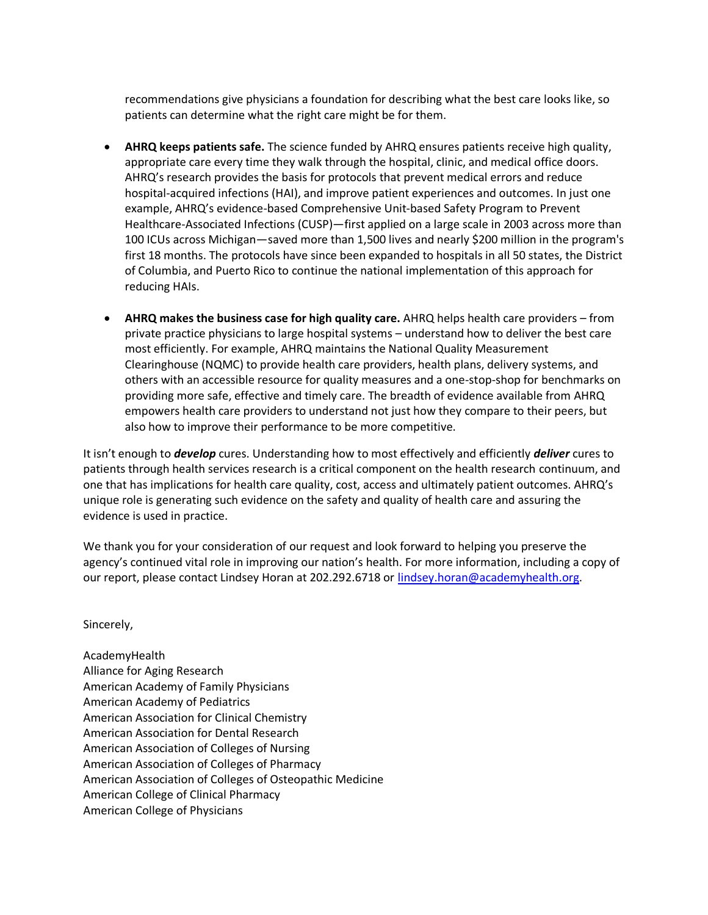recommendations give physicians a foundation for describing what the best care looks like, so patients can determine what the right care might be for them.

- **AHRQ keeps patients safe.** The science funded by AHRQ ensures patients receive high quality, appropriate care every time they walk through the hospital, clinic, and medical office doors. AHRQ's research provides the basis for protocols that prevent medical errors and reduce hospital-acquired infections (HAI), and improve patient experiences and outcomes. In just one example, AHRQ's evidence-based Comprehensive Unit-based Safety Program to Prevent Healthcare-Associated Infections (CUSP)—first applied on a large scale in 2003 across more than 100 ICUs across Michigan—saved more than 1,500 lives and nearly $200 million in the program's first 18 months. The protocols have since been expanded to hospitals in all 50 states, the District of Columbia, and Puerto Rico to continue the national implementation of this approach for reducing HAIs.

- **AHRQ makes the business case for high quality care.** AHRQ helps health care providers – from private practice physicians to large hospital systems – understand how to deliver the best care most efficiently. For example, AHRQ maintains the National Quality Measurement Clearinghouse (NQMC) to provide health care providers, health plans, delivery systems, and others with an accessible resource for quality measures and a one-stop-shop for benchmarks on providing more safe, effective and timely care. The breadth of evidence available from AHRQ empowers health care providers to understand not just how they compare to their peers, but also how to improve their performance to be more competitive.

It isn't enough to ***develop*** cures. Understanding how to most effectively and efficiently ***deliver*** cures to patients through health services research is a critical component on the health research continuum, and one that has implications for health care quality, cost, access and ultimately patient outcomes. AHRQ's unique role is generating such evidence on the safety and quality of health care and assuring the evidence is used in practice.

We thank you for your consideration of our request and look forward to helping you preserve the agency's continued vital role in improving our nation's health. For more information, including a copy of our report, please contact Lindsey Horan at 202.292.6718 or lindsey.horan@academyhealth.org.

Sincerely,

AcademyHealth
Alliance for Aging Research
American Academy of Family Physicians
American Academy of Pediatrics
American Association for Clinical Chemistry
American Association for Dental Research
American Association of Colleges of Nursing
American Association of Colleges of Pharmacy
American Association of Colleges of Osteopathic Medicine
American College of Clinical Pharmacy
American College of Physicians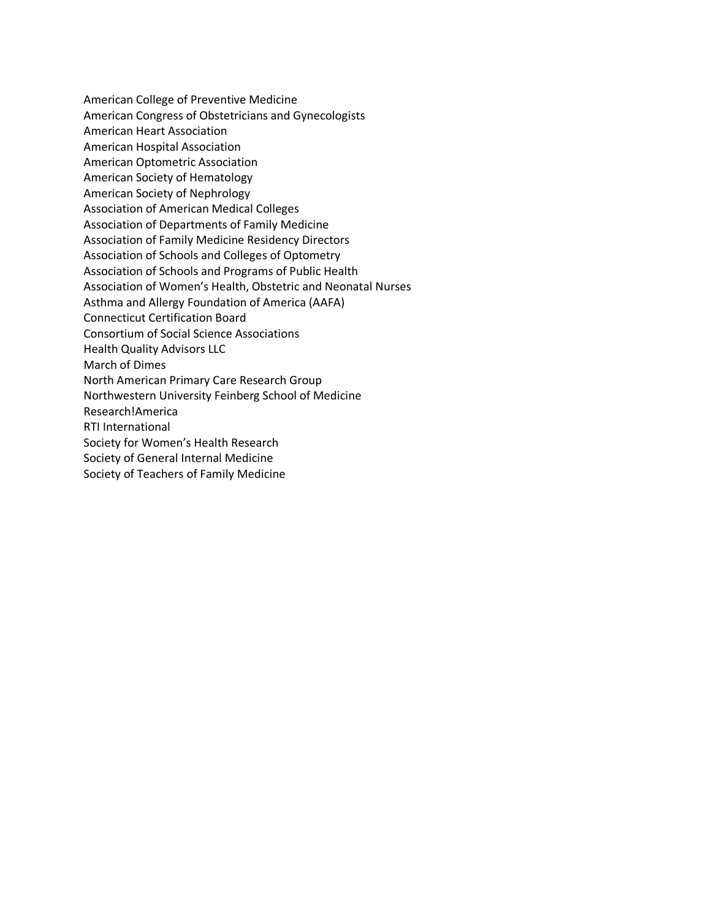American College of Preventive Medicine
American Congress of Obstetricians and Gynecologists
American Heart Association
American Hospital Association
American Optometric Association
American Society of Hematology
American Society of Nephrology
Association of American Medical Colleges
Association of Departments of Family Medicine
Association of Family Medicine Residency Directors
Association of Schools and Colleges of Optometry
Association of Schools and Programs of Public Health
Association of Women's Health, Obstetric and Neonatal Nurses
Asthma and Allergy Foundation of America (AAFA)
Connecticut Certification Board
Consortium of Social Science Associations
Health Quality Advisors LLC
March of Dimes
North American Primary Care Research Group
Northwestern University Feinberg School of Medicine
Research!America
RTI International
Society for Women's Health Research
Society of General Internal Medicine
Society of Teachers of Family Medicine